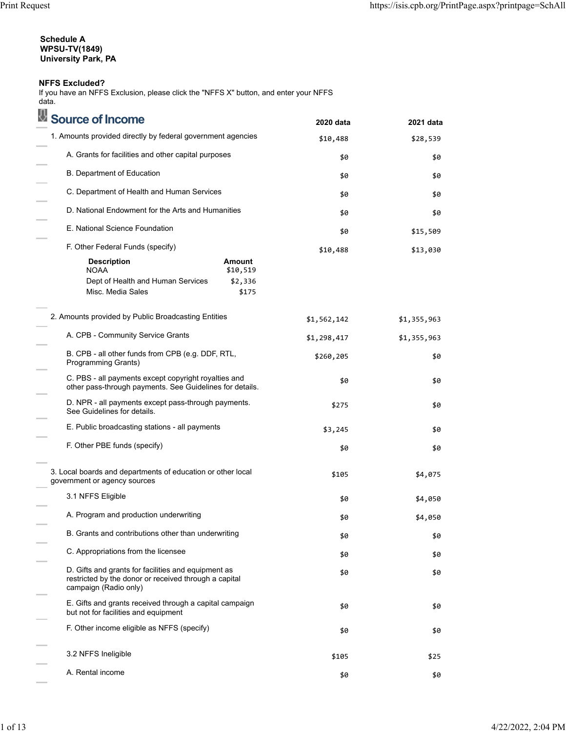**Schedule A**
**WPSU-TV(1849)**
**University Park, PA**

**NFFS Excluded?**
If you have an NFFS Exclusion, please click the "NFFS X" button, and enter your NFFS data.

## Source of Income

| | 2020 data | 2021 data |
|---|---|---|
| 1. Amounts provided directly by federal government agencies | $10,488 | $28,539 |
| A. Grants for facilities and other capital purposes | $0 | $0 |
| B. Department of Education | $0 | $0 |
| C. Department of Health and Human Services | $0 | $0 |
| D. National Endowment for the Arts and Humanities | $0 | $0 |
| E. National Science Foundation | $0 | $15,509 |
| F. Other Federal Funds (specify) | $10,488 | $13,030 |

| Description | Amount |
|---|---|
| NOAA | $10,519 |
| Dept of Health and Human Services | $2,336 |
| Misc. Media Sales | $175 |

| | 2020 data | 2021 data |
|---|---|---|
| 2. Amounts provided by Public Broadcasting Entities | $1,562,142 | $1,355,963 |
| A. CPB - Community Service Grants | $1,298,417 | $1,355,963 |
| B. CPB - all other funds from CPB (e.g. DDF, RTL, Programming Grants) | $260,205 | $0 |
| C. PBS - all payments except copyright royalties and other pass-through payments. See Guidelines for details. | $0 | $0 |
| D. NPR - all payments except pass-through payments. See Guidelines for details. | $275 | $0 |
| E. Public broadcasting stations - all payments | $3,245 | $0 |
| F. Other PBE funds (specify) | $0 | $0 |
| 3. Local boards and departments of education or other local government or agency sources | $105 | $4,075 |
| 3.1 NFFS Eligible | $0 | $4,050 |
| A. Program and production underwriting | $0 | $4,050 |
| B. Grants and contributions other than underwriting | $0 | $0 |
| C. Appropriations from the licensee | $0 | $0 |
| D. Gifts and grants for facilities and equipment as restricted by the donor or received through a capital campaign (Radio only) | $0 | $0 |
| E. Gifts and grants received through a capital campaign but not for facilities and equipment | $0 | $0 |
| F. Other income eligible as NFFS (specify) | $0 | $0 |
| 3.2 NFFS Ineligible | $105 | $25 |
| A. Rental income | $0 | $0 |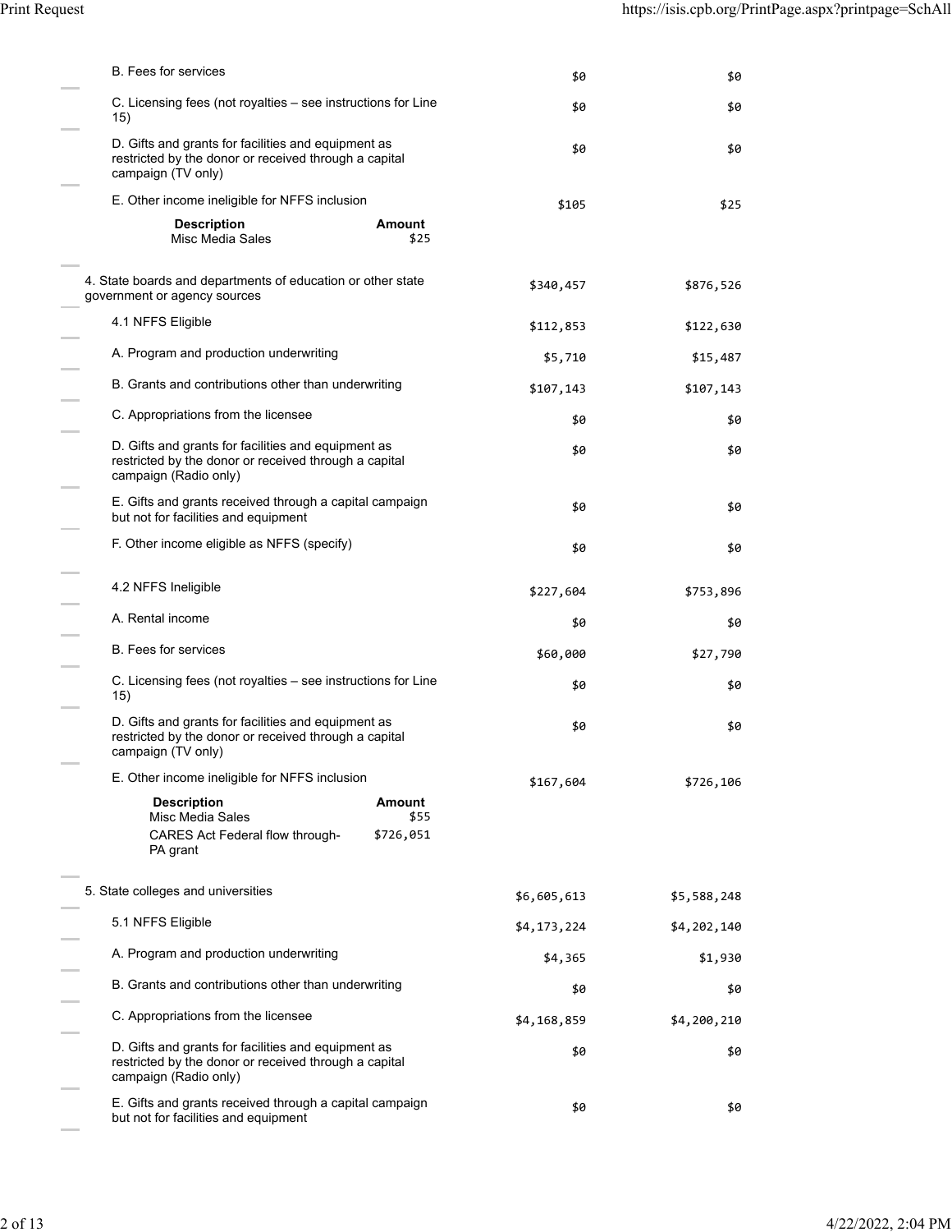| Item | | |
|---|---|---|
| B. Fees for services | $0 | $0 |
| C. Licensing fees (not royalties – see instructions for Line 15) | $0 | $0 |
| D. Gifts and grants for facilities and equipment as restricted by the donor or received through a capital campaign (TV only) | $0 | $0 |
| E. Other income ineligible for NFFS inclusion | $105 | $25 |

| Description | Amount |
|---|---|
| Misc Media Sales | $25 |

| Item | | |
|---|---|---|
| 4. State boards and departments of education or other state government or agency sources | $340,457 | $876,526 |
| 4.1 NFFS Eligible | $112,853 | $122,630 |
| A. Program and production underwriting | $5,710 | $15,487 |
| B. Grants and contributions other than underwriting | $107,143 | $107,143 |
| C. Appropriations from the licensee | $0 | $0 |
| D. Gifts and grants for facilities and equipment as restricted by the donor or received through a capital campaign (Radio only) | $0 | $0 |
| E. Gifts and grants received through a capital campaign but not for facilities and equipment | $0 | $0 |
| F. Other income eligible as NFFS (specify) | $0 | $0 |
| 4.2 NFFS Ineligible | $227,604 | $753,896 |
| A. Rental income | $0 | $0 |
| B. Fees for services | $60,000 | $27,790 |
| C. Licensing fees (not royalties – see instructions for Line 15) | $0 | $0 |
| D. Gifts and grants for facilities and equipment as restricted by the donor or received through a capital campaign (TV only) | $0 | $0 |
| E. Other income ineligible for NFFS inclusion | $167,604 | $726,106 |

| Description | Amount |
|---|---|
| Misc Media Sales | $55 |
| CARES Act Federal flow through-PA grant | $726,051 |

| Item | | |
|---|---|---|
| 5. State colleges and universities | $6,605,613 | $5,588,248 |
| 5.1 NFFS Eligible | $4,173,224 | $4,202,140 |
| A. Program and production underwriting | $4,365 | $1,930 |
| B. Grants and contributions other than underwriting | $0 | $0 |
| C. Appropriations from the licensee | $4,168,859 | $4,200,210 |
| D. Gifts and grants for facilities and equipment as restricted by the donor or received through a capital campaign (Radio only) | $0 | $0 |
| E. Gifts and grants received through a capital campaign but not for facilities and equipment | $0 | $0 |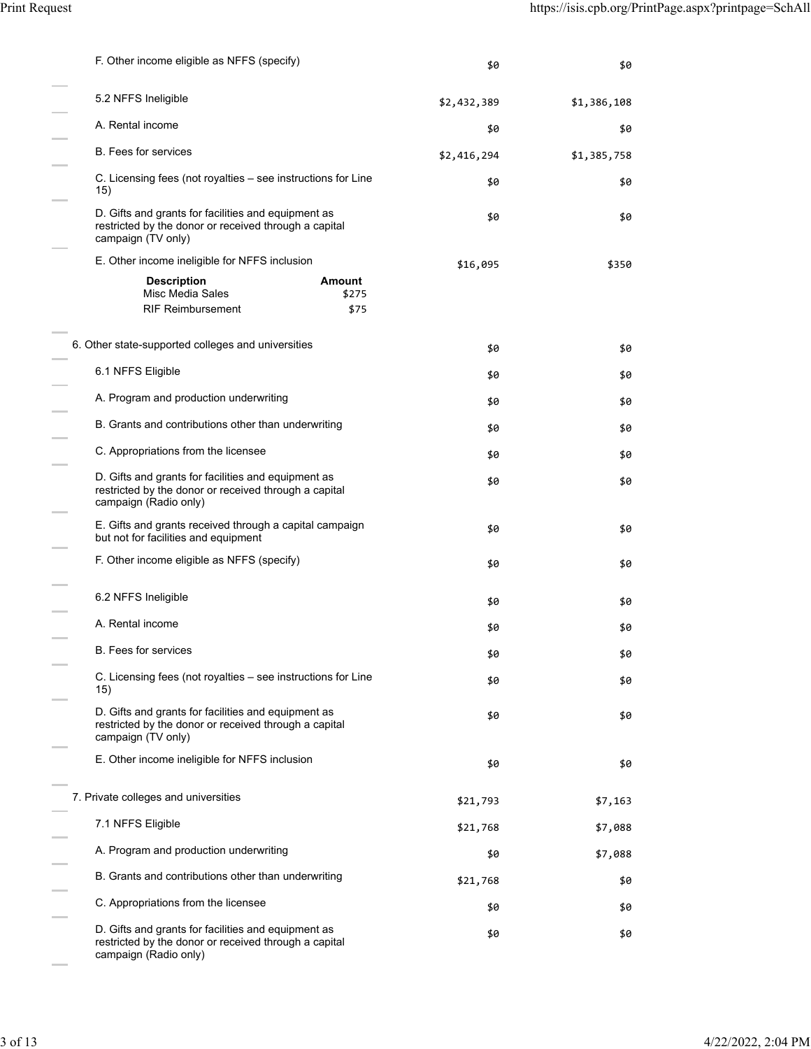| Line | Column 1 | Column 2 |
| --- | --- | --- |
| F. Other income eligible as NFFS (specify) | $0 | $0 |
| 5.2 NFFS Ineligible | $2,432,389 | $1,386,108 |
| A. Rental income | $0 | $0 |
| B. Fees for services | $2,416,294 | $1,385,758 |
| C. Licensing fees (not royalties – see instructions for Line 15) | $0 | $0 |
| D. Gifts and grants for facilities and equipment as restricted by the donor or received through a capital campaign (TV only) | $0 | $0 |
| E. Other income ineligible for NFFS inclusion | $16,095 | $350 |

| Description | Amount |
| --- | --- |
| Misc Media Sales | $275 |
| RIF Reimbursement | $75 |

| Line | Column 1 | Column 2 |
| --- | --- | --- |
| 6. Other state-supported colleges and universities | $0 | $0 |
| 6.1 NFFS Eligible | $0 | $0 |
| A. Program and production underwriting | $0 | $0 |
| B. Grants and contributions other than underwriting | $0 | $0 |
| C. Appropriations from the licensee | $0 | $0 |
| D. Gifts and grants for facilities and equipment as restricted by the donor or received through a capital campaign (Radio only) | $0 | $0 |
| E. Gifts and grants received through a capital campaign but not for facilities and equipment | $0 | $0 |
| F. Other income eligible as NFFS (specify) | $0 | $0 |
| 6.2 NFFS Ineligible | $0 | $0 |
| A. Rental income | $0 | $0 |
| B. Fees for services | $0 | $0 |
| C. Licensing fees (not royalties – see instructions for Line 15) | $0 | $0 |
| D. Gifts and grants for facilities and equipment as restricted by the donor or received through a capital campaign (TV only) | $0 | $0 |
| E. Other income ineligible for NFFS inclusion | $0 | $0 |
| 7. Private colleges and universities | $21,793 | $7,163 |
| 7.1 NFFS Eligible | $21,768 | $7,088 |
| A. Program and production underwriting | $0 | $7,088 |
| B. Grants and contributions other than underwriting | $21,768 | $0 |
| C. Appropriations from the licensee | $0 | $0 |
| D. Gifts and grants for facilities and equipment as restricted by the donor or received through a capital campaign (Radio only) | $0 | $0 |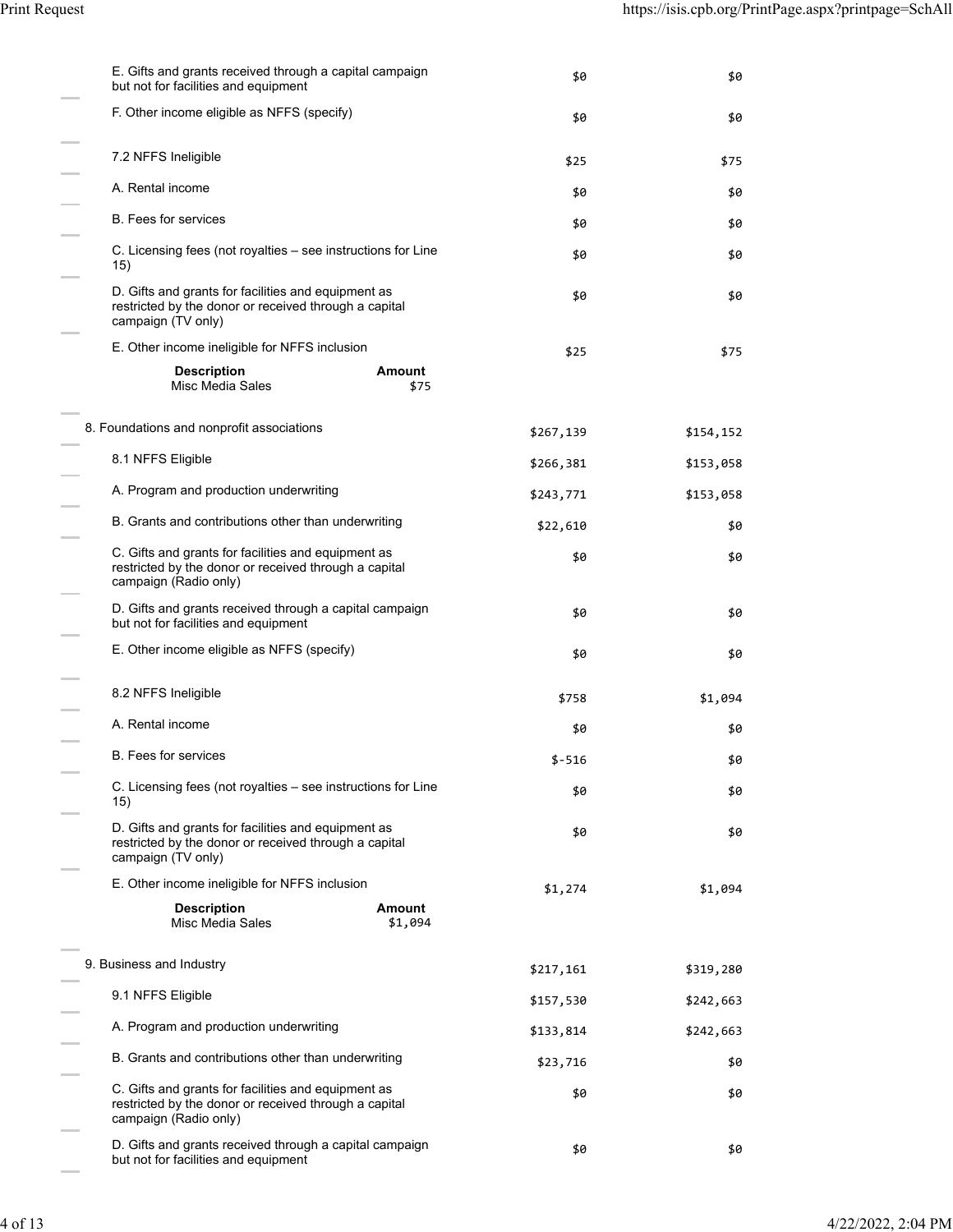| Line | Column 1 | Column 2 |
| --- | --- | --- |
| E. Gifts and grants received through a capital campaign but not for facilities and equipment | $0 | $0 |
| F. Other income eligible as NFFS (specify) | $0 | $0 |
| 7.2 NFFS Ineligible | $25 | $75 |
| A. Rental income | $0 | $0 |
| B. Fees for services | $0 | $0 |
| C. Licensing fees (not royalties – see instructions for Line 15) | $0 | $0 |
| D. Gifts and grants for facilities and equipment as restricted by the donor or received through a capital campaign (TV only) | $0 | $0 |
| E. Other income ineligible for NFFS inclusion | $25 | $75 |

| Description | Amount |
| --- | --- |
| Misc Media Sales | $75 |

| Line | Column 1 | Column 2 |
| --- | --- | --- |
| 8. Foundations and nonprofit associations | $267,139 | $154,152 |
| 8.1 NFFS Eligible | $266,381 | $153,058 |
| A. Program and production underwriting | $243,771 | $153,058 |
| B. Grants and contributions other than underwriting | $22,610 | $0 |
| C. Gifts and grants for facilities and equipment as restricted by the donor or received through a capital campaign (Radio only) | $0 | $0 |
| D. Gifts and grants received through a capital campaign but not for facilities and equipment | $0 | $0 |
| E. Other income eligible as NFFS (specify) | $0 | $0 |
| 8.2 NFFS Ineligible | $758 | $1,094 |
| A. Rental income | $0 | $0 |
| B. Fees for services | $-516 | $0 |
| C. Licensing fees (not royalties – see instructions for Line 15) | $0 | $0 |
| D. Gifts and grants for facilities and equipment as restricted by the donor or received through a capital campaign (TV only) | $0 | $0 |
| E. Other income ineligible for NFFS inclusion | $1,274 | $1,094 |

| Description | Amount |
| --- | --- |
| Misc Media Sales | $1,094 |

| Line | Column 1 | Column 2 |
| --- | --- | --- |
| 9. Business and Industry | $217,161 | $319,280 |
| 9.1 NFFS Eligible | $157,530 | $242,663 |
| A. Program and production underwriting | $133,814 | $242,663 |
| B. Grants and contributions other than underwriting | $23,716 | $0 |
| C. Gifts and grants for facilities and equipment as restricted by the donor or received through a capital campaign (Radio only) | $0 | $0 |
| D. Gifts and grants received through a capital campaign but not for facilities and equipment | $0 | $0 |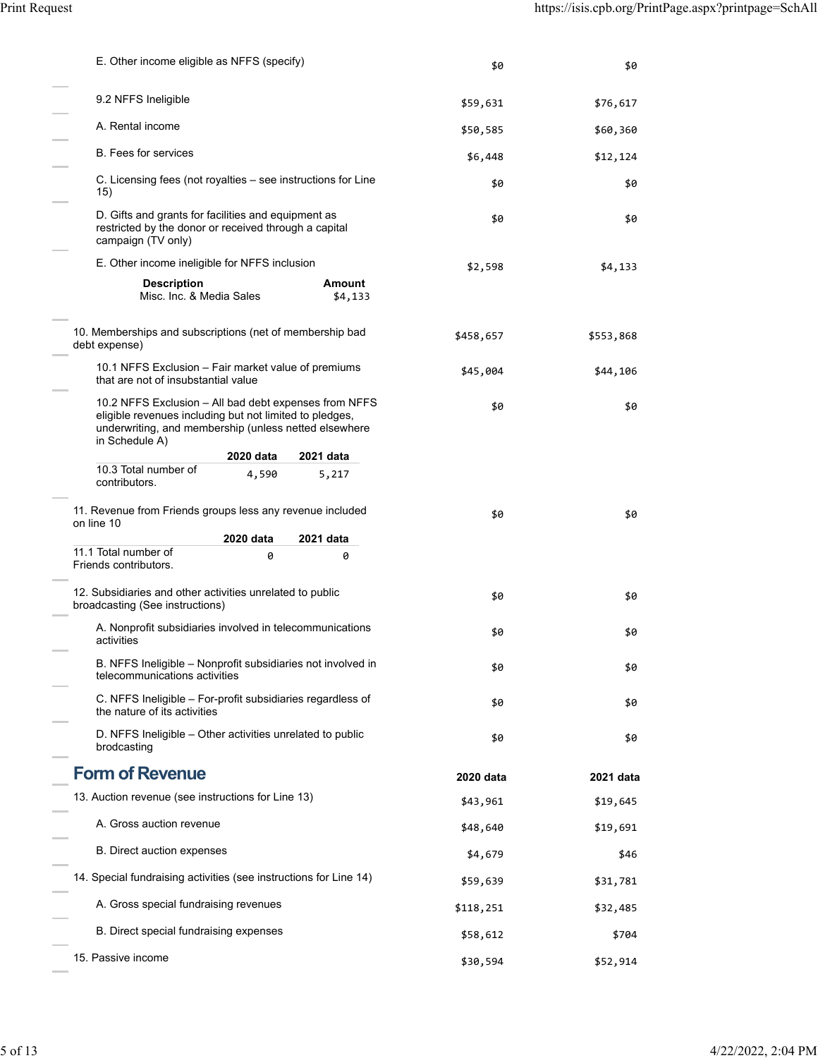| | 2020 data | 2021 data |
|---|---|---|
| E. Other income eligible as NFFS (specify) | $0 | $0 |
| 9.2 NFFS Ineligible | $59,631 | $76,617 |
| A. Rental income | $50,585 | $60,360 |
| B. Fees for services | $6,448 | $12,124 |
| C. Licensing fees (not royalties – see instructions for Line 15) | $0 | $0 |
| D. Gifts and grants for facilities and equipment as restricted by the donor or received through a capital campaign (TV only) | $0 | $0 |
| E. Other income ineligible for NFFS inclusion | $2,598 | $4,133 |

| Description | Amount |
|---|---|
| Misc. Inc. & Media Sales | $4,133 |

| | 2020 data | 2021 data |
|---|---|---|
| 10. Memberships and subscriptions (net of membership bad debt expense) | $458,657 | $553,868 |
| 10.1 NFFS Exclusion – Fair market value of premiums that are not of insubstantial value | $45,004 | $44,106 |
| 10.2 NFFS Exclusion – All bad debt expenses from NFFS eligible revenues including but not limited to pledges, underwriting, and membership (unless netted elsewhere in Schedule A) | $0 | $0 |

| | 2020 data | 2021 data |
|---|---|---|
| 10.3 Total number of contributors. | 4,590 | 5,217 |

| | 2020 data | 2021 data |
|---|---|---|
| 11. Revenue from Friends groups less any revenue included on line 10 | $0 | $0 |

| | 2020 data | 2021 data |
|---|---|---|
| 11.1 Total number of Friends contributors. | 0 | 0 |

| | 2020 data | 2021 data |
|---|---|---|
| 12. Subsidiaries and other activities unrelated to public broadcasting (See instructions) | $0 | $0 |
| A. Nonprofit subsidiaries involved in telecommunications activities | $0 | $0 |
| B. NFFS Ineligible – Nonprofit subsidiaries not involved in telecommunications activities | $0 | $0 |
| C. NFFS Ineligible – For-profit subsidiaries regardless of the nature of its activities | $0 | $0 |
| D. NFFS Ineligible – Other activities unrelated to public brodcasting | $0 | $0 |

## Form of Revenue

| | 2020 data | 2021 data |
|---|---|---|
| 13. Auction revenue (see instructions for Line 13) | $43,961 | $19,645 |
| A. Gross auction revenue | $48,640 | $19,691 |
| B. Direct auction expenses | $4,679 | $46 |
| 14. Special fundraising activities (see instructions for Line 14) | $59,639 | $31,781 |
| A. Gross special fundraising revenues | $118,251 | $32,485 |
| B. Direct special fundraising expenses | $58,612 | $704 |
| 15. Passive income | $30,594 | $52,914 |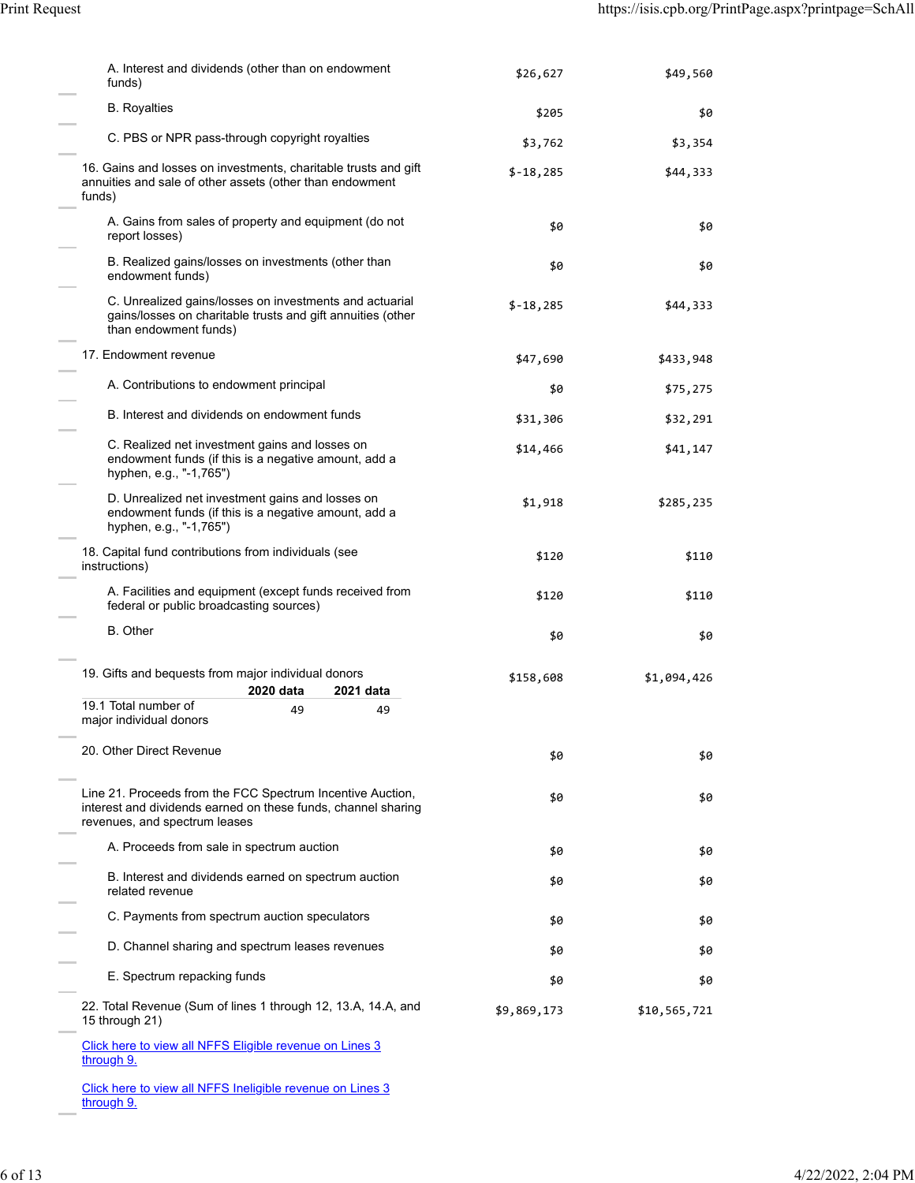| Line | Column 1 | Column 2 |
|---|---|---|
| A. Interest and dividends (other than on endowment funds) | $26,627 | $49,560 |
| B. Royalties | $205 | $0 |
| C. PBS or NPR pass-through copyright royalties | $3,762 | $3,354 |
| 16. Gains and losses on investments, charitable trusts and gift annuities and sale of other assets (other than endowment funds) | $-18,285 | $44,333 |
| A. Gains from sales of property and equipment (do not report losses) | $0 | $0 |
| B. Realized gains/losses on investments (other than endowment funds) | $0 | $0 |
| C. Unrealized gains/losses on investments and actuarial gains/losses on charitable trusts and gift annuities (other than endowment funds) | $-18,285 | $44,333 |
| 17. Endowment revenue | $47,690 | $433,948 |
| A. Contributions to endowment principal | $0 | $75,275 |
| B. Interest and dividends on endowment funds | $31,306 | $32,291 |
| C. Realized net investment gains and losses on endowment funds (if this is a negative amount, add a hyphen, e.g., "-1,765") | $14,466 | $41,147 |
| D. Unrealized net investment gains and losses on endowment funds (if this is a negative amount, add a hyphen, e.g., "-1,765") | $1,918 | $285,235 |
| 18. Capital fund contributions from individuals (see instructions) | $120 | $110 |
| A. Facilities and equipment (except funds received from federal or public broadcasting sources) | $120 | $110 |
| B. Other | $0 | $0 |
| 19. Gifts and bequests from major individual donors | $158,608 | $1,094,426 |

| | 2020 data | 2021 data |
|---|---|---|
| 19.1 Total number of major individual donors | 49 | 49 |

| Line | Column 1 | Column 2 |
|---|---|---|
| 20. Other Direct Revenue | $0 | $0 |
| Line 21. Proceeds from the FCC Spectrum Incentive Auction, interest and dividends earned on these funds, channel sharing revenues, and spectrum leases | $0 | $0 |
| A. Proceeds from sale in spectrum auction | $0 | $0 |
| B. Interest and dividends earned on spectrum auction related revenue | $0 | $0 |
| C. Payments from spectrum auction speculators | $0 | $0 |
| D. Channel sharing and spectrum leases revenues | $0 | $0 |
| E. Spectrum repacking funds | $0 | $0 |
| 22. Total Revenue (Sum of lines 1 through 12, 13.A, 14.A, and 15 through 21) | $9,869,173 | $10,565,721 |

Click here to view all NFFS Eligible revenue on Lines 3 through 9.

Click here to view all NFFS Ineligible revenue on Lines 3 through 9.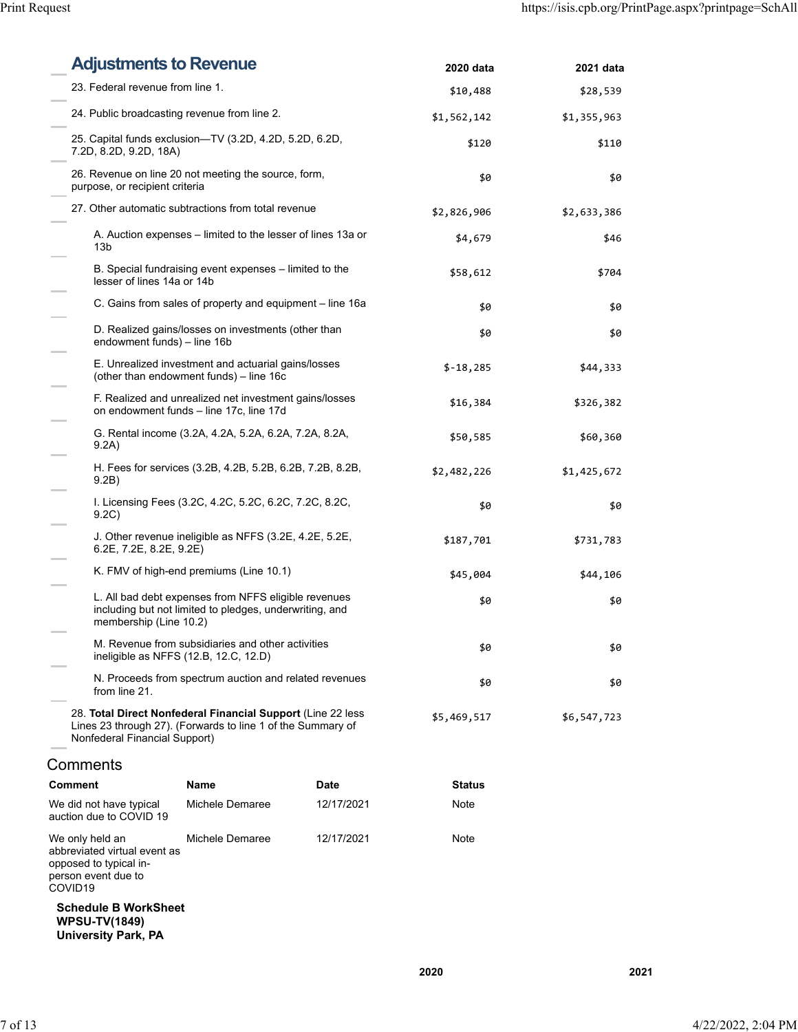## Adjustments to Revenue

| | 2020 data | 2021 data |
|---|---|---|
| 23. Federal revenue from line 1. | $10,488 | $28,539 |
| 24. Public broadcasting revenue from line 2. | $1,562,142 | $1,355,963 |
| 25. Capital funds exclusion—TV (3.2D, 4.2D, 5.2D, 6.2D, 7.2D, 8.2D, 9.2D, 18A) | $120 | $110 |
| 26. Revenue on line 20 not meeting the source, form, purpose, or recipient criteria | $0 | $0 |
| 27. Other automatic subtractions from total revenue | $2,826,906 | $2,633,386 |
| A. Auction expenses – limited to the lesser of lines 13a or 13b | $4,679 | $46 |
| B. Special fundraising event expenses – limited to the lesser of lines 14a or 14b | $58,612 | $704 |
| C. Gains from sales of property and equipment – line 16a | $0 | $0 |
| D. Realized gains/losses on investments (other than endowment funds) – line 16b | $0 | $0 |
| E. Unrealized investment and actuarial gains/losses (other than endowment funds) – line 16c | $-18,285 | $44,333 |
| F. Realized and unrealized net investment gains/losses on endowment funds – line 17c, line 17d | $16,384 | $326,382 |
| G. Rental income (3.2A, 4.2A, 5.2A, 6.2A, 7.2A, 8.2A, 9.2A) | $50,585 | $60,360 |
| H. Fees for services (3.2B, 4.2B, 5.2B, 6.2B, 7.2B, 8.2B, 9.2B) | $2,482,226 | $1,425,672 |
| I. Licensing Fees (3.2C, 4.2C, 5.2C, 6.2C, 7.2C, 8.2C, 9.2C) | $0 | $0 |
| J. Other revenue ineligible as NFFS (3.2E, 4.2E, 5.2E, 6.2E, 7.2E, 8.2E, 9.2E) | $187,701 | $731,783 |
| K. FMV of high-end premiums (Line 10.1) | $45,004 | $44,106 |
| L. All bad debt expenses from NFFS eligible revenues including but not limited to pledges, underwriting, and membership (Line 10.2) | $0 | $0 |
| M. Revenue from subsidiaries and other activities ineligible as NFFS (12.B, 12.C, 12.D) | $0 | $0 |
| N. Proceeds from spectrum auction and related revenues from line 21. | $0 | $0 |
| 28. **Total Direct Nonfederal Financial Support** (Line 22 less Lines 23 through 27). (Forwards to line 1 of the Summary of Nonfederal Financial Support) | $5,469,517 | $6,547,723 |

## Comments

| Comment | Name | Date | Status |
|---|---|---|---|
| We did not have typical auction due to COVID 19 | Michele Demaree | 12/17/2021 | Note |
| We only held an abbreviated virtual event as opposed to typical in-person event due to COVID19 | Michele Demaree | 12/17/2021 | Note |

**Schedule B WorkSheet**
**WPSU-TV(1849)**
**University Park, PA**

| | 2020 | 2021 |
|---|---|---|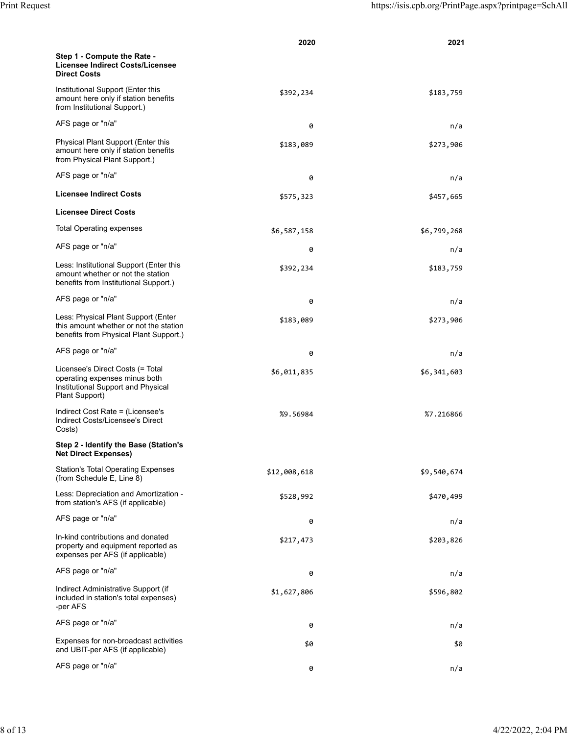| | 2020 | 2021 |
|---|---|---|
| **Step 1 - Compute the Rate - Licensee Indirect Costs/Licensee Direct Costs** | | |
| Institutional Support (Enter this amount here only if station benefits from Institutional Support.) | $392,234 | $183,759 |
| AFS page or "n/a" | 0 | n/a |
| Physical Plant Support (Enter this amount here only if station benefits from Physical Plant Support.) | $183,089 | $273,906 |
| AFS page or "n/a" | 0 | n/a |
| **Licensee Indirect Costs** | $575,323 | $457,665 |
| **Licensee Direct Costs** | | |
| Total Operating expenses | $6,587,158 | $6,799,268 |
| AFS page or "n/a" | 0 | n/a |
| Less: Institutional Support (Enter this amount whether or not the station benefits from Institutional Support.) | $392,234 | $183,759 |
| AFS page or "n/a" | 0 | n/a |
| Less: Physical Plant Support (Enter this amount whether or not the station benefits from Physical Plant Support.) | $183,089 | $273,906 |
| AFS page or "n/a" | 0 | n/a |
| Licensee's Direct Costs (= Total operating expenses minus both Institutional Support and Physical Plant Support) | $6,011,835 | $6,341,603 |
| Indirect Cost Rate = (Licensee's Indirect Costs/Licensee's Direct Costs) | %9.56984 | %7.216866 |
| **Step 2 - Identify the Base (Station's Net Direct Expenses)** | | |
| Station's Total Operating Expenses (from Schedule E, Line 8) | $12,008,618 | $9,540,674 |
| Less: Depreciation and Amortization - from station's AFS (if applicable) | $528,992 | $470,499 |
| AFS page or "n/a" | 0 | n/a |
| In-kind contributions and donated property and equipment reported as expenses per AFS (if applicable) | $217,473 | $203,826 |
| AFS page or "n/a" | 0 | n/a |
| Indirect Administrative Support (if included in station's total expenses) -per AFS | $1,627,806 | $596,802 |
| AFS page or "n/a" | 0 | n/a |
| Expenses for non-broadcast activities and UBIT-per AFS (if applicable) | $0 | $0 |
| AFS page or "n/a" | 0 | n/a |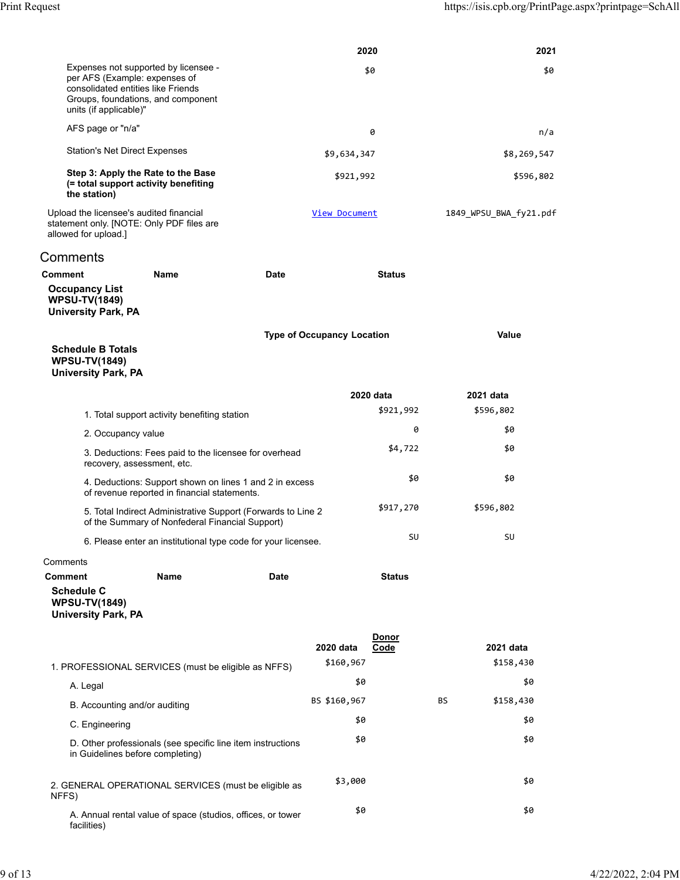| | 2020 | 2021 |
|---|---|---|
| Expenses not supported by licensee - per AFS (Example: expenses of consolidated entities like Friends Groups, foundations, and component units (if applicable)" | $0 | $0 |
| AFS page or "n/a" | 0 | n/a |
| Station's Net Direct Expenses | $9,634,347 | $8,269,547 |
| **Step 3: Apply the Rate to the Base (= total support activity benefiting the station)** | $921,992 | $596,802 |

Upload the licensee's audited financial statement only. [NOTE: Only PDF files are allowed for upload.] | View Document | 1849_WPSU_BWA_fy21.pdf

## Comments

| Comment | Name | Date | Status |
|---|---|---|---|

**Occupancy List**
**WPSU-TV(1849)**
**University Park, PA**

| Type of Occupancy Location | Value |
|---|---|

**Schedule B Totals**
**WPSU-TV(1849)**
**University Park, PA**

| | 2020 data | 2021 data |
|---|---|---|
| 1. Total support activity benefiting station | $921,992 | $596,802 |
| 2. Occupancy value | 0 | $0 |
| 3. Deductions: Fees paid to the licensee for overhead recovery, assessment, etc. | $4,722 | $0 |
| 4. Deductions: Support shown on lines 1 and 2 in excess of revenue reported in financial statements. | $0 | $0 |
| 5. Total Indirect Administrative Support (Forwards to Line 2 of the Summary of Nonfederal Financial Support) | $917,270 | $596,802 |
| 6. Please enter an institutional type code for your licensee. | SU | SU |

Comments

| Comment | Name | Date | Status |
|---|---|---|---|

**Schedule C**
**WPSU-TV(1849)**
**University Park, PA**

| | 2020 data | Donor Code | | 2021 data |
|---|---|---|---|---|
| 1. PROFESSIONAL SERVICES (must be eligible as NFFS) | $160,967 | | | $158,430 |
| A. Legal | $0 | | | $0 |
| B. Accounting and/or auditing | BS $160,967 | | BS | $158,430 |
| C. Engineering | $0 | | | $0 |
| D. Other professionals (see specific line item instructions in Guidelines before completing) | $0 | | | $0 |
| 2. GENERAL OPERATIONAL SERVICES (must be eligible as NFFS) | $3,000 | | | $0 |
| A. Annual rental value of space (studios, offices, or tower facilities) | $0 | | | $0 |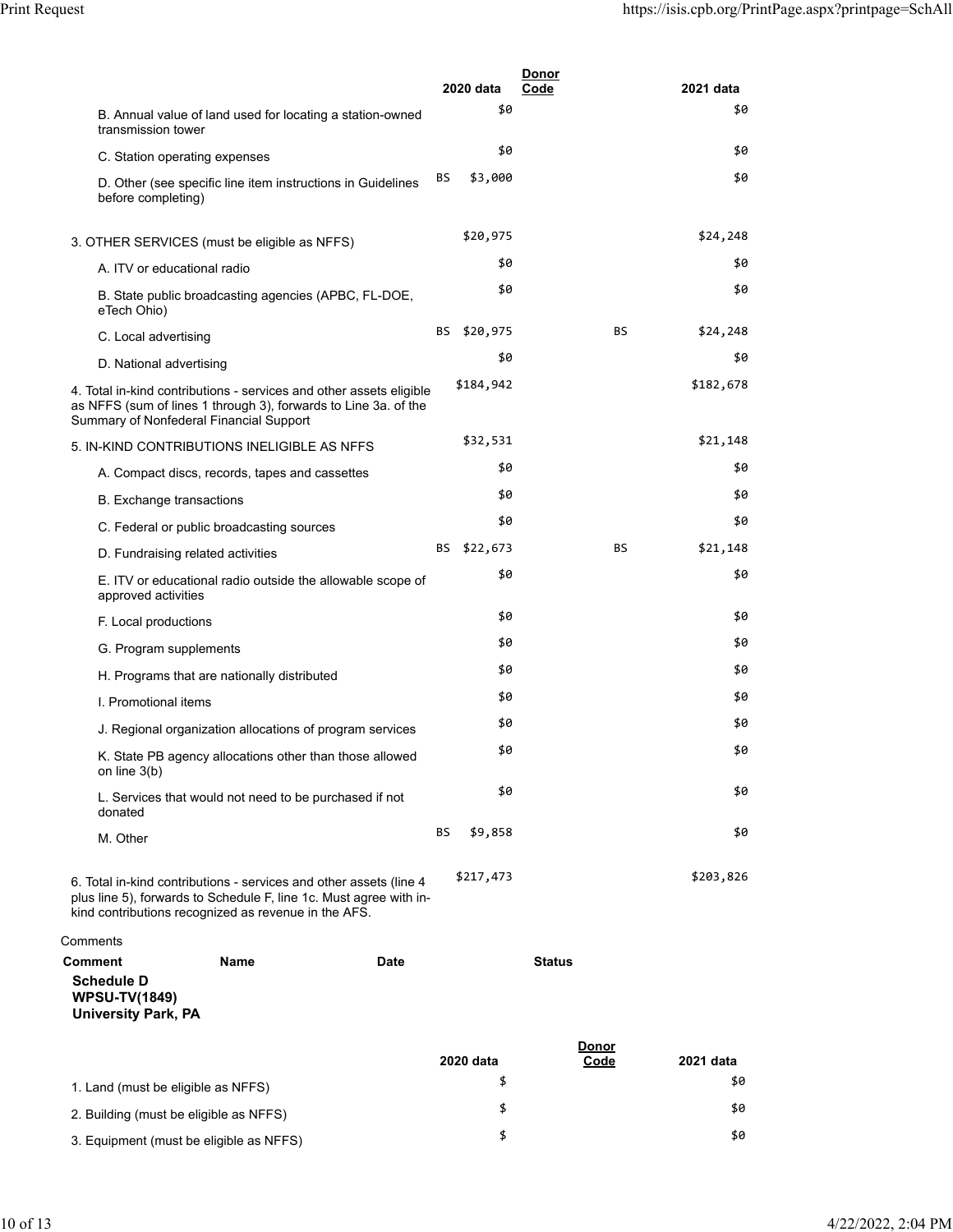| | 2020 data | Donor Code | 2021 data |
|---|---|---|---|
| B. Annual value of land used for locating a station-owned transmission tower | $0 | | $0 |
| C. Station operating expenses | $0 | | $0 |
| D. Other (see specific line item instructions in Guidelines before completing) | BS $3,000 | | $0 |
| 3. OTHER SERVICES (must be eligible as NFFS) | $20,975 | | $24,248 |
| A. ITV or educational radio | $0 | | $0 |
| B. State public broadcasting agencies (APBC, FL-DOE, eTech Ohio) | $0 | | $0 |
| C. Local advertising | BS $20,975 | BS | $24,248 |
| D. National advertising | $0 | | $0 |
| 4. Total in-kind contributions - services and other assets eligible as NFFS (sum of lines 1 through 3), forwards to Line 3a. of the Summary of Nonfederal Financial Support | $184,942 | | $182,678 |
| 5. IN-KIND CONTRIBUTIONS INELIGIBLE AS NFFS | $32,531 | | $21,148 |
| A. Compact discs, records, tapes and cassettes | $0 | | $0 |
| B. Exchange transactions | $0 | | $0 |
| C. Federal or public broadcasting sources | $0 | | $0 |
| D. Fundraising related activities | BS $22,673 | BS | $21,148 |
| E. ITV or educational radio outside the allowable scope of approved activities | $0 | | $0 |
| F. Local productions | $0 | | $0 |
| G. Program supplements | $0 | | $0 |
| H. Programs that are nationally distributed | $0 | | $0 |
| I. Promotional items | $0 | | $0 |
| J. Regional organization allocations of program services | $0 | | $0 |
| K. State PB agency allocations other than those allowed on line 3(b) | $0 | | $0 |
| L. Services that would not need to be purchased if not donated | $0 | | $0 |
| M. Other | BS $9,858 | | $0 |
| 6. Total in-kind contributions - services and other assets (line 4 plus line 5), forwards to Schedule F, line 1c. Must agree with in-kind contributions recognized as revenue in the AFS. | $217,473 | | $203,826 |

Comments

| Comment | Name | Date | Status |
|---|---|---|---|

**Schedule D**
**WPSU-TV(1849)**
**University Park, PA**

| | 2020 data | Donor Code | 2021 data |
|---|---|---|---|
| 1. Land (must be eligible as NFFS) | $ | | $0 |
| 2. Building (must be eligible as NFFS) | $ | | $0 |
| 3. Equipment (must be eligible as NFFS) | $ | | $0 |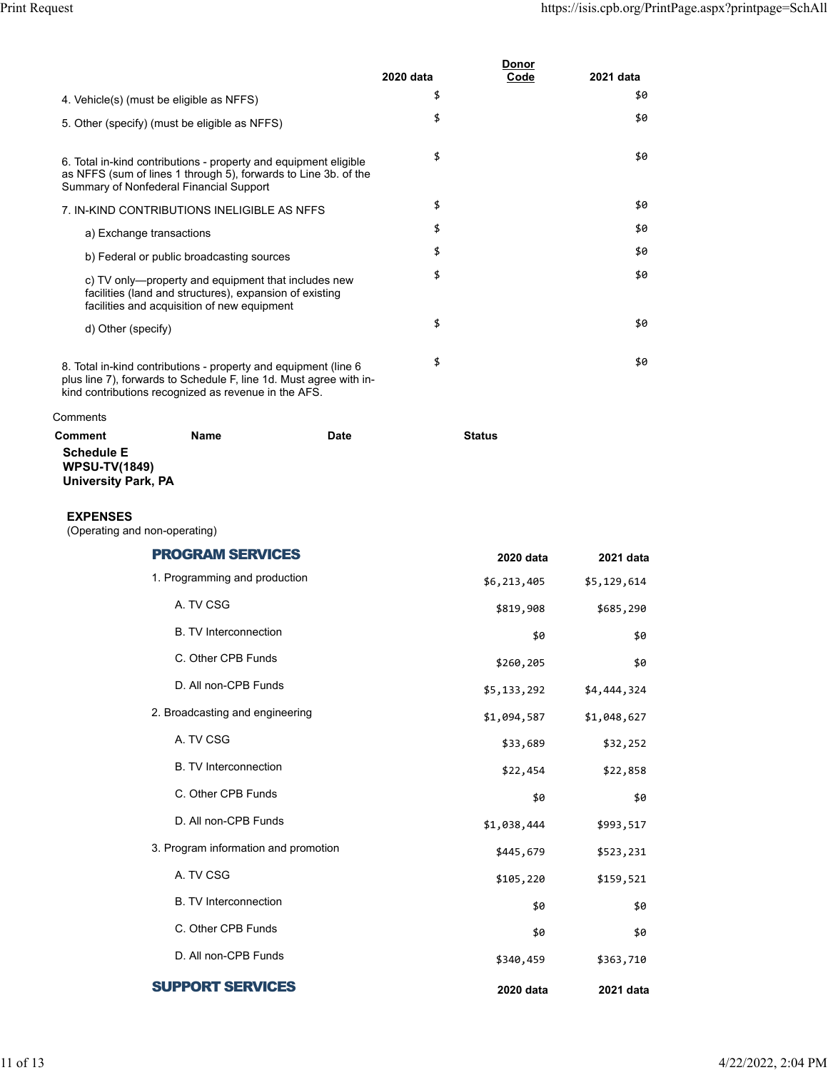| | 2020 data | Donor Code | 2021 data |
|---|---|---|---|
| 4. Vehicle(s) (must be eligible as NFFS) | $ | | $0 |
| 5. Other (specify) (must be eligible as NFFS) | $ | | $0 |
| 6. Total in-kind contributions - property and equipment eligible as NFFS (sum of lines 1 through 5), forwards to Line 3b. of the Summary of Nonfederal Financial Support | $ | | $0 |
| 7. IN-KIND CONTRIBUTIONS INELIGIBLE AS NFFS | $ | | $0 |
| a) Exchange transactions | $ | | $0 |
| b) Federal or public broadcasting sources | $ | | $0 |
| c) TV only—property and equipment that includes new facilities (land and structures), expansion of existing facilities and acquisition of new equipment | $ | | $0 |
| d) Other (specify) | $ | | $0 |
| 8. Total in-kind contributions - property and equipment (line 6 plus line 7), forwards to Schedule F, line 1d. Must agree with in-kind contributions recognized as revenue in the AFS. | $ | | $0 |

Comments

| Comment | Name | Date | Status |
|---|---|---|---|

**Schedule E**
**WPSU-TV(1849)**
**University Park, PA**

**EXPENSES**
(Operating and non-operating)

| PROGRAM SERVICES | 2020 data | 2021 data |
|---|---|---|
| 1. Programming and production | $6,213,405 | $5,129,614 |
| A. TV CSG | $819,908 | $685,290 |
| B. TV Interconnection | $0 | $0 |
| C. Other CPB Funds | $260,205 | $0 |
| D. All non-CPB Funds | $5,133,292 | $4,444,324 |
| 2. Broadcasting and engineering | $1,094,587 | $1,048,627 |
| A. TV CSG | $33,689 | $32,252 |
| B. TV Interconnection | $22,454 | $22,858 |
| C. Other CPB Funds | $0 | $0 |
| D. All non-CPB Funds | $1,038,444 | $993,517 |
| 3. Program information and promotion | $445,679 | $523,231 |
| A. TV CSG | $105,220 | $159,521 |
| B. TV Interconnection | $0 | $0 |
| C. Other CPB Funds | $0 | $0 |
| D. All non-CPB Funds | $340,459 | $363,710 |

| SUPPORT SERVICES | 2020 data | 2021 data |
|---|---|---|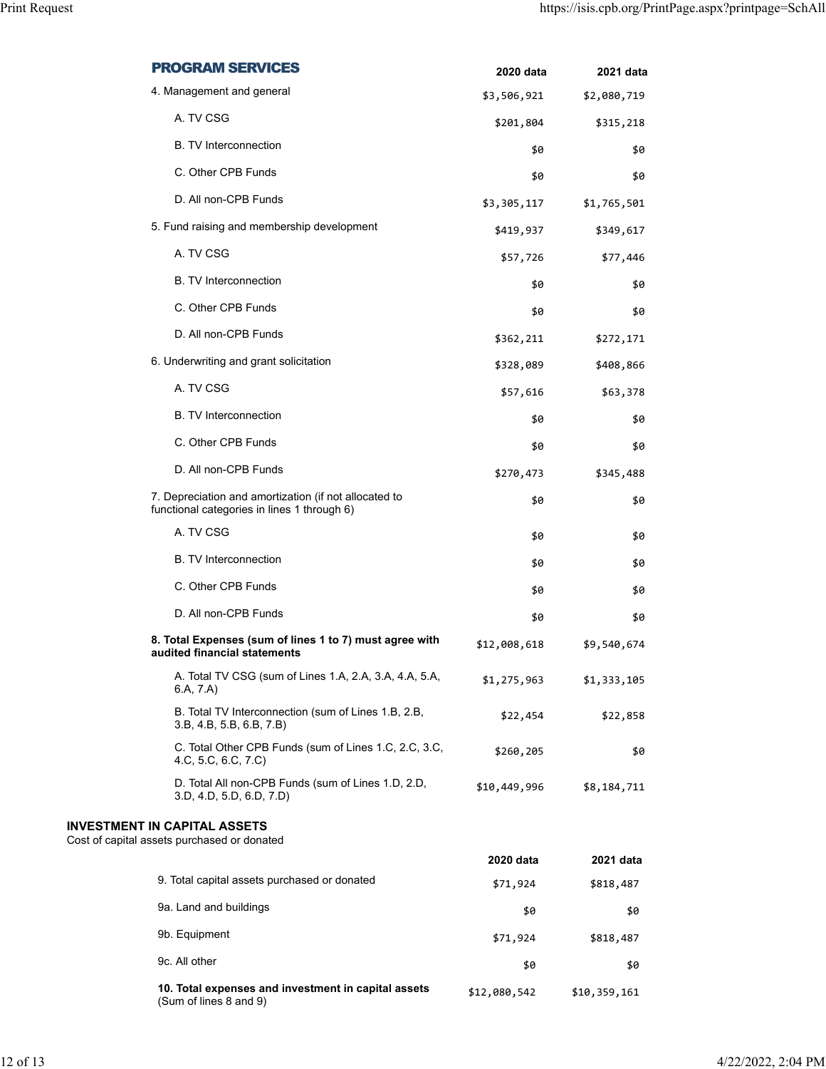## PROGRAM SERVICES

| | 2020 data | 2021 data |
|---|---|---|
| 4. Management and general | $3,506,921 | $2,080,719 |
| A. TV CSG | $201,804 | $315,218 |
| B. TV Interconnection | $0 | $0 |
| C. Other CPB Funds | $0 | $0 |
| D. All non-CPB Funds | $3,305,117 | $1,765,501 |
| 5. Fund raising and membership development | $419,937 | $349,617 |
| A. TV CSG | $57,726 | $77,446 |
| B. TV Interconnection | $0 | $0 |
| C. Other CPB Funds | $0 | $0 |
| D. All non-CPB Funds | $362,211 | $272,171 |
| 6. Underwriting and grant solicitation | $328,089 | $408,866 |
| A. TV CSG | $57,616 | $63,378 |
| B. TV Interconnection | $0 | $0 |
| C. Other CPB Funds | $0 | $0 |
| D. All non-CPB Funds | $270,473 | $345,488 |
| 7. Depreciation and amortization (if not allocated to functional categories in lines 1 through 6) | $0 | $0 |
| A. TV CSG | $0 | $0 |
| B. TV Interconnection | $0 | $0 |
| C. Other CPB Funds | $0 | $0 |
| D. All non-CPB Funds | $0 | $0 |
| **8. Total Expenses (sum of lines 1 to 7) must agree with audited financial statements** | $12,008,618 | $9,540,674 |
| A. Total TV CSG (sum of Lines 1.A, 2.A, 3.A, 4.A, 5.A, 6.A, 7.A) | $1,275,963 | $1,333,105 |
| B. Total TV Interconnection (sum of Lines 1.B, 2.B, 3.B, 4.B, 5.B, 6.B, 7.B) | $22,454 | $22,858 |
| C. Total Other CPB Funds (sum of Lines 1.C, 2.C, 3.C, 4.C, 5.C, 6.C, 7.C) | $260,205 | $0 |
| D. Total All non-CPB Funds (sum of Lines 1.D, 2.D, 3.D, 4.D, 5.D, 6.D, 7.D) | $10,449,996 | $8,184,711 |

**INVESTMENT IN CAPITAL ASSETS**

Cost of capital assets purchased or donated

| | 2020 data | 2021 data |
|---|---|---|
| 9. Total capital assets purchased or donated | $71,924 | $818,487 |
| 9a. Land and buildings | $0 | $0 |
| 9b. Equipment | $71,924 | $818,487 |
| 9c. All other | $0 | $0 |
| **10. Total expenses and investment in capital assets** (Sum of lines 8 and 9) | $12,080,542 | $10,359,161 |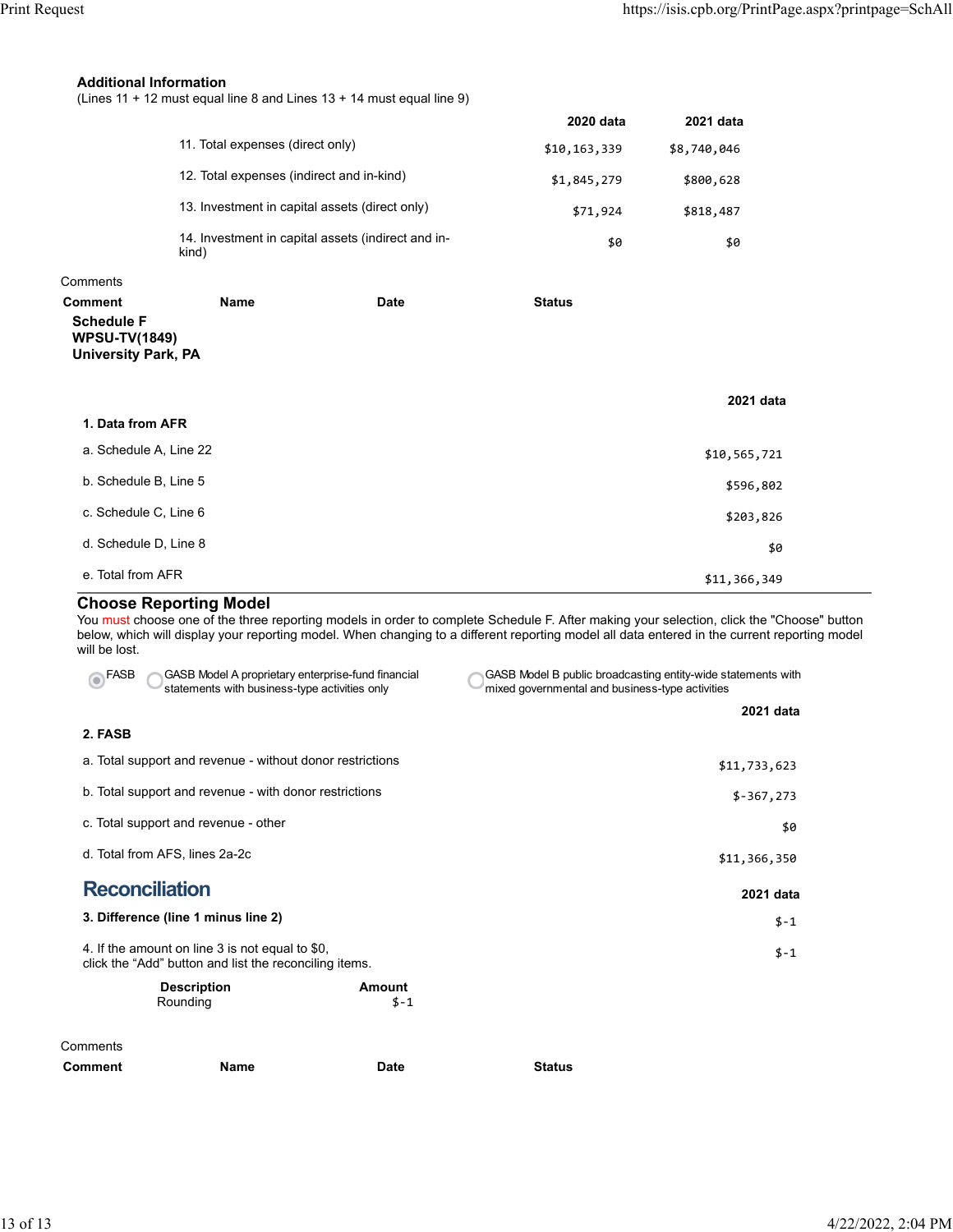**Additional Information**

(Lines 11 + 12 must equal line 8 and Lines 13 + 14 must equal line 9)

| | 2020 data | 2021 data |
|---|---|---|
| 11. Total expenses (direct only) | $10,163,339 | $8,740,046 |
| 12. Total expenses (indirect and in-kind) | $1,845,279 | $800,628 |
| 13. Investment in capital assets (direct only) | $71,924 | $818,487 |
| 14. Investment in capital assets (indirect and in-kind) | $0 | $0 |

Comments

| Comment | Name | Date | Status |
|---|---|---|---|

**Schedule F**
**WPSU-TV(1849)**
**University Park, PA**

| | 2021 data |
|---|---|
| **1. Data from AFR** | |
| a. Schedule A, Line 22 | $10,565,721 |
| b. Schedule B, Line 5 | $596,802 |
| c. Schedule C, Line 6 | $203,826 |
| d. Schedule D, Line 8 | $0 |
| e. Total from AFR | $11,366,349 |

## Choose Reporting Model

You must choose one of the three reporting models in order to complete Schedule F. After making your selection, click the "Choose" button below, which will display your reporting model. When changing to a different reporting model all data entered in the current reporting model will be lost.

- (selected) FASB
- GASB Model A proprietary enterprise-fund financial statements with business-type activities only
- GASB Model B public broadcasting entity-wide statements with mixed governmental and business-type activities

| | 2021 data |
|---|---|
| **2. FASB** | |
| a. Total support and revenue - without donor restrictions | $11,733,623 |
| b. Total support and revenue - with donor restrictions | $-367,273 |
| c. Total support and revenue - other | $0 |
| d. Total from AFS, lines 2a-2c | $11,366,350 |

## Reconciliation

| | 2021 data |
|---|---|
| **3. Difference (line 1 minus line 2)** | $-1 |
| 4. If the amount on line 3 is not equal to $0, click the "Add" button and list the reconciling items. | $-1 |

| Description | Amount |
|---|---|
| Rounding | $-1 |

Comments

| Comment | Name | Date | Status |
|---|---|---|---|